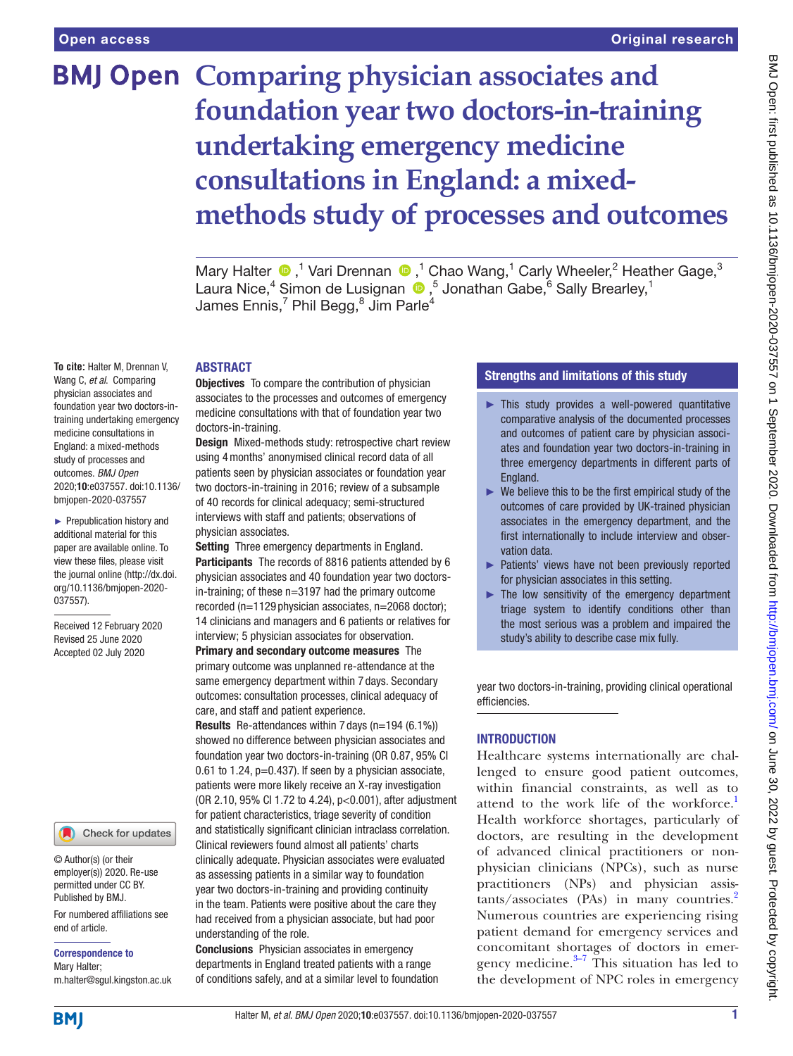Open access

Original research

# Comparing physician associates and foundation year two doctors-in-training undertaking emergency medicine consultations in England: a mixed-methods study of processes and outcomes

Mary Halter,[1] Vari Drennan,[1] Chao Wang,[1] Carly Wheeler,[2] Heather Gage,[3] Laura Nice,[4] Simon de Lusignan,[5] Jonathan Gabe,[6] Sally Brearley,[1] James Ennis,[7] Phil Begg,[8] Jim Parle[4]

**To cite:** Halter M, Drennan V, Wang C, *et al*. Comparing physician associates and foundation year two doctors-in-training undertaking emergency medicine consultations in England: a mixed-methods study of processes and outcomes. *BMJ Open* 2020;**10**:e037557. doi:10.1136/bmjopen-2020-037557

► Prepublication history and additional material for this paper are available online. To view these files, please visit the journal online (http://dx.doi.org/10.1136/bmjopen-2020-037557).

Received 12 February 2020
Revised 25 June 2020
Accepted 02 July 2020

© Author(s) (or their employer(s)) 2020. Re-use permitted under CC BY. Published by BMJ.

For numbered affiliations see end of article.

**Correspondence to**
Mary Halter;
m.halter@sgul.kingston.ac.uk

## ABSTRACT

**Objectives** To compare the contribution of physician associates to the processes and outcomes of emergency medicine consultations with that of foundation year two doctors-in-training.

**Design** Mixed-methods study: retrospective chart review using 4 months' anonymised clinical record data of all patients seen by physician associates or foundation year two doctors-in-training in 2016; review of a subsample of 40 records for clinical adequacy; semi-structured interviews with staff and patients; observations of physician associates.

**Setting** Three emergency departments in England.

**Participants** The records of 8816 patients attended by 6 physician associates and 40 foundation year two doctors-in-training; of these n=3197 had the primary outcome recorded (n=1129 physician associates, n=2068 doctor); 14 clinicians and managers and 6 patients or relatives for interview; 5 physician associates for observation.

**Primary and secondary outcome measures** The primary outcome was unplanned re-attendance at the same emergency department within 7 days. Secondary outcomes: consultation processes, clinical adequacy of care, and staff and patient experience.

**Results** Re-attendances within 7 days (n=194 (6.1%)) showed no difference between physician associates and foundation year two doctors-in-training (OR 0.87, 95% CI 0.61 to 1.24, p=0.437). If seen by a physician associate, patients were more likely receive an X-ray investigation (OR 2.10, 95% CI 1.72 to 4.24), p<0.001), after adjustment for patient characteristics, triage severity of condition and statistically significant clinician intraclass correlation. Clinical reviewers found almost all patients' charts clinically adequate. Physician associates were evaluated as assessing patients in a similar way to foundation year two doctors-in-training and providing continuity in the team. Patients were positive about the care they had received from a physician associate, but had poor understanding of the role.

**Conclusions** Physician associates in emergency departments in England treated patients with a range of conditions safely, and at a similar level to foundation year two doctors-in-training, providing clinical operational efficiencies.

## Strengths and limitations of this study

- ► This study provides a well-powered quantitative comparative analysis of the documented processes and outcomes of patient care by physician associates and foundation year two doctors-in-training in three emergency departments in different parts of England.
- ► We believe this to be the first empirical study of the outcomes of care provided by UK-trained physician associates in the emergency department, and the first internationally to include interview and observation data.
- ► Patients' views have not been previously reported for physician associates in this setting.
- ► The low sensitivity of the emergency department triage system to identify conditions other than the most serious was a problem and impaired the study's ability to describe case mix fully.

## INTRODUCTION

Healthcare systems internationally are challenged to ensure good patient outcomes, within financial constraints, as well as to attend to the work life of the workforce.[1] Health workforce shortages, particularly of doctors, are resulting in the development of advanced clinical practitioners or non-physician clinicians (NPCs), such as nurse practitioners (NPs) and physician assistants/associates (PAs) in many countries.[2] Numerous countries are experiencing rising patient demand for emergency services and concomitant shortages of doctors in emergency medicine.[3–7] This situation has led to the development of NPC roles in emergency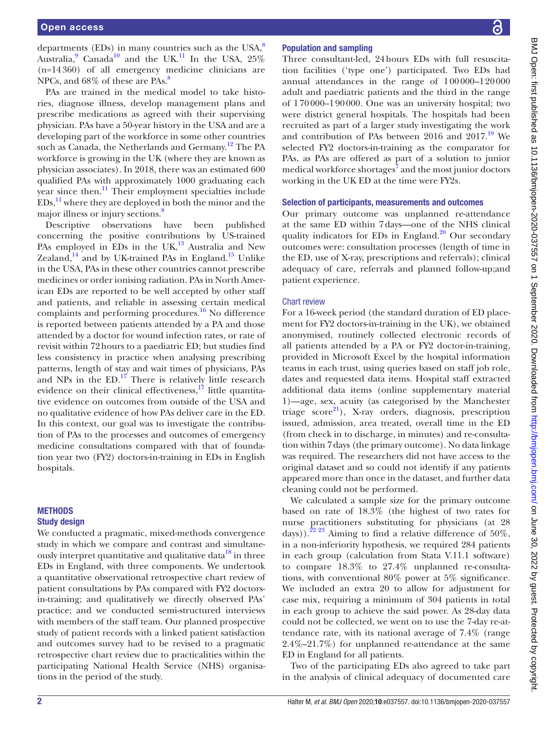departments (EDs) in many countries such as the USA,[8] Australia,[9] Canada[10] and the UK.[11] In the USA, 25% (n=14 360) of all emergency medicine clinicians are NPCs, and 68% of these are PAs.[8]

PAs are trained in the medical model to take histories, diagnose illness, develop management plans and prescribe medications as agreed with their supervising physician. PAs have a 50-year history in the USA and are a developing part of the workforce in some other countries such as Canada, the Netherlands and Germany.[12] The PA workforce is growing in the UK (where they are known as physician associates). In 2018, there was an estimated 600 qualified PAs with approximately 1000 graduating each year since then.[11] Their employment specialties include EDs,[11] where they are deployed in both the minor and the major illness or injury sections.[8]

Descriptive observations have been published concerning the positive contributions by US-trained PAs employed in EDs in the UK,[13] Australia and New Zealand,[14] and by UK-trained PAs in England.[15] Unlike in the USA, PAs in these other countries cannot prescribe medicines or order ionising radiation. PAs in North American EDs are reported to be well accepted by other staff and patients, and reliable in assessing certain medical complaints and performing procedures.[16] No difference is reported between patients attended by a PA and those attended by a doctor for wound infection rates, or rate of revisit within 72 hours to a paediatric ED; but studies find less consistency in practice when analysing prescribing patterns, length of stay and wait times of physicians, PAs and NPs in the ED.[17] There is relatively little research evidence on their clinical effectiveness,[17] little quantitative evidence on outcomes from outside of the USA and no qualitative evidence of how PAs deliver care in the ED. In this context, our goal was to investigate the contribution of PAs to the processes and outcomes of emergency medicine consultations compared with that of foundation year two (FY2) doctors-in-training in EDs in English hospitals.

## METHODS

### Study design

We conducted a pragmatic, mixed-methods convergence study in which we compare and contrast and simultaneously interpret quantitative and qualitative data[18] in three EDs in England, with three components. We undertook a quantitative observational retrospective chart review of patient consultations by PAs compared with FY2 doctors-in-training; and qualitatively we directly observed PAs' practice; and we conducted semi-structured interviews with members of the staff team. Our planned prospective study of patient records with a linked patient satisfaction and outcomes survey had to be revised to a pragmatic retrospective chart review due to practicalities within the participating National Health Service (NHS) organisations in the period of the study.

### Population and sampling

Three consultant-led, 24 hours EDs with full resuscitation facilities ('type one') participated. Two EDs had annual attendances in the range of 1 00 000–1 20 000 adult and paediatric patients and the third in the range of 1 70 000–1 90 000. One was an university hospital; two were district general hospitals. The hospitals had been recruited as part of a larger study investigating the work and contribution of PAs between 2016 and 2017.[19] We selected FY2 doctors-in-training as the comparator for PAs, as PAs are offered as part of a solution to junior medical workforce shortages[7] and the most junior doctors working in the UK ED at the time were FY2s.

### Selection of participants, measurements and outcomes

Our primary outcome was unplanned re-attendance at the same ED within 7 days—one of the NHS clinical quality indicators for EDs in England.[20] Our secondary outcomes were: consultation processes (length of time in the ED, use of X-ray, prescriptions and referrals); clinical adequacy of care, referrals and planned follow-up;and patient experience.

#### Chart review

For a 16-week period (the standard duration of ED placement for FY2 doctors-in-training in the UK), we obtained anonymised, routinely collected electronic records of all patients attended by a PA or FY2 doctor-in-training, provided in Microsoft Excel by the hospital information teams in each trust, using queries based on staff job role, dates and requested data items. Hospital staff extracted additional data items (online supplementary material 1)—age, sex, acuity (as categorised by the Manchester triage score[21]), X-ray orders, diagnosis, prescription issued, admission, area treated, overall time in the ED (from check in to discharge, in minutes) and re-consultation within 7 days (the primary outcome). No data linkage was required. The researchers did not have access to the original dataset and so could not identify if any patients appeared more than once in the dataset, and further data cleaning could not be performed.

We calculated a sample size for the primary outcome based on rate of 18.3% (the highest of two rates for nurse practitioners substituting for physicians (at 28 days)).[22 23] Aiming to find a relative difference of 50%, in a non-inferiority hypothesis, we required 284 patients in each group (calculation from Stata V.11.1 software) to compare 18.3% to 27.4% unplanned re-consultations, with conventional 80% power at 5% significance. We included an extra 20 to allow for adjustment for case mix, requiring a minimum of 304 patients in total in each group to achieve the said power. As 28-day data could not be collected, we went on to use the 7-day re-attendance rate, with its national average of 7.4% (range 2.4%–21.7%) for unplanned re-attendance at the same ED in England for all patients.

Two of the participating EDs also agreed to take part in the analysis of clinical adequacy of documented care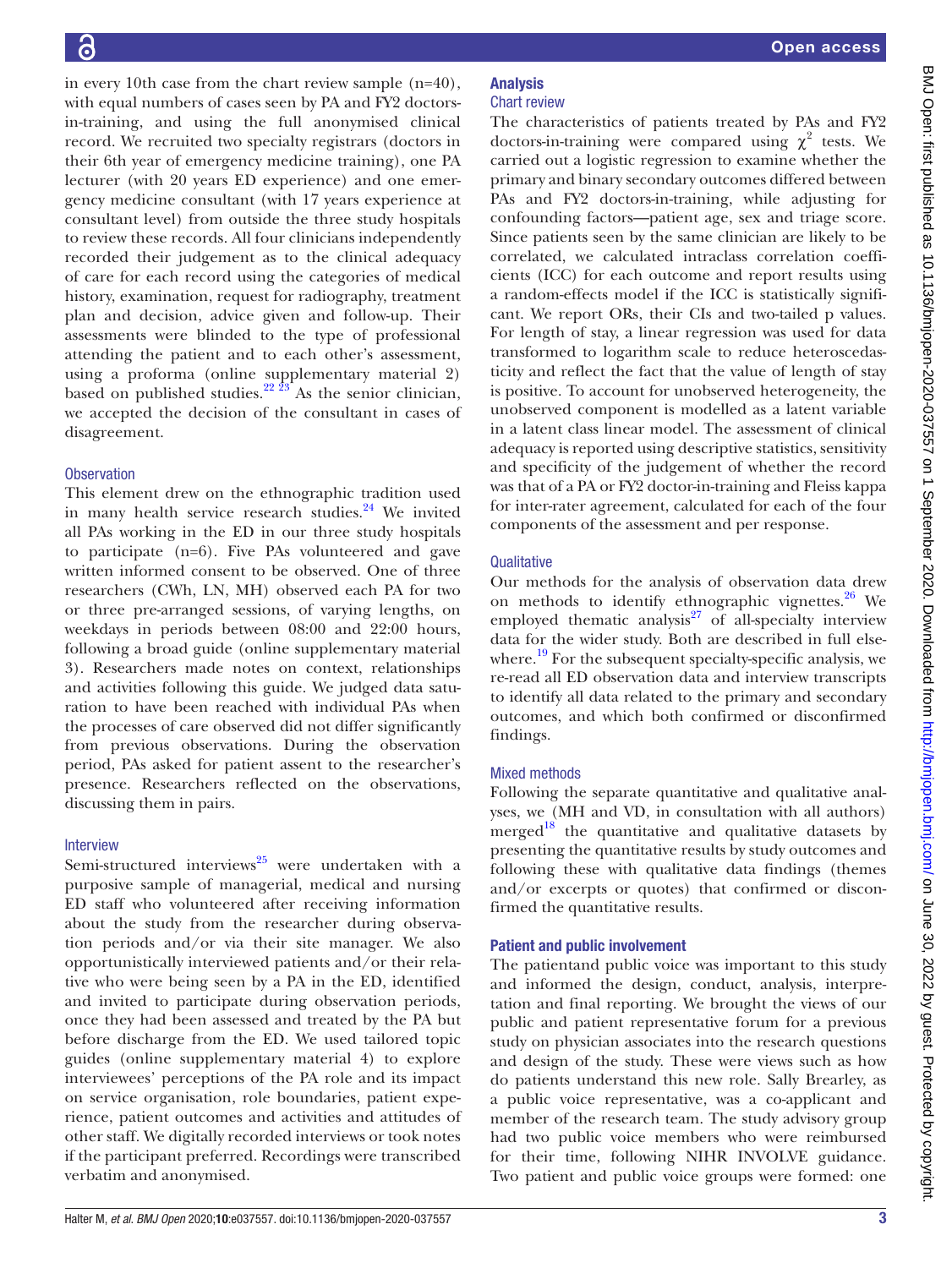in every 10th case from the chart review sample (n=40), with equal numbers of cases seen by PA and FY2 doctors-in-training, and using the full anonymised clinical record. We recruited two specialty registrars (doctors in their 6th year of emergency medicine training), one PA lecturer (with 20 years ED experience) and one emergency medicine consultant (with 17 years experience at consultant level) from outside the three study hospitals to review these records. All four clinicians independently recorded their judgement as to the clinical adequacy of care for each record using the categories of medical history, examination, request for radiography, treatment plan and decision, advice given and follow-up. Their assessments were blinded to the type of professional attending the patient and to each other's assessment, using a proforma (online supplementary material 2) based on published studies.[22 23] As the senior clinician, we accepted the decision of the consultant in cases of disagreement.

### Observation

This element drew on the ethnographic tradition used in many health service research studies.[24] We invited all PAs working in the ED in our three study hospitals to participate (n=6). Five PAs volunteered and gave written informed consent to be observed. One of three researchers (CWh, LN, MH) observed each PA for two or three pre-arranged sessions, of varying lengths, on weekdays in periods between 08:00 and 22:00 hours, following a broad guide (online supplementary material 3). Researchers made notes on context, relationships and activities following this guide. We judged data saturation to have been reached with individual PAs when the processes of care observed did not differ significantly from previous observations. During the observation period, PAs asked for patient assent to the researcher's presence. Researchers reflected on the observations, discussing them in pairs.

### Interview

Semi-structured interviews[25] were undertaken with a purposive sample of managerial, medical and nursing ED staff who volunteered after receiving information about the study from the researcher during observation periods and/or via their site manager. We also opportunistically interviewed patients and/or their relative who were being seen by a PA in the ED, identified and invited to participate during observation periods, once they had been assessed and treated by the PA but before discharge from the ED. We used tailored topic guides (online supplementary material 4) to explore interviewees' perceptions of the PA role and its impact on service organisation, role boundaries, patient experience, patient outcomes and activities and attitudes of other staff. We digitally recorded interviews or took notes if the participant preferred. Recordings were transcribed verbatim and anonymised.

## Analysis

### Chart review

The characteristics of patients treated by PAs and FY2 doctors-in-training were compared using $\chi^2$ tests. We carried out a logistic regression to examine whether the primary and binary secondary outcomes differed between PAs and FY2 doctors-in-training, while adjusting for confounding factors—patient age, sex and triage score. Since patients seen by the same clinician are likely to be correlated, we calculated intraclass correlation coefficients (ICC) for each outcome and report results using a random-effects model if the ICC is statistically significant. We report ORs, their CIs and two-tailed p values. For length of stay, a linear regression was used for data transformed to logarithm scale to reduce heteroscedasticity and reflect the fact that the value of length of stay is positive. To account for unobserved heterogeneity, the unobserved component is modelled as a latent variable in a latent class linear model. The assessment of clinical adequacy is reported using descriptive statistics, sensitivity and specificity of the judgement of whether the record was that of a PA or FY2 doctor-in-training and Fleiss kappa for inter-rater agreement, calculated for each of the four components of the assessment and per response.

### Qualitative

Our methods for the analysis of observation data drew on methods to identify ethnographic vignettes.[26] We employed thematic analysis[27] of all-specialty interview data for the wider study. Both are described in full elsewhere.[19] For the subsequent specialty-specific analysis, we re-read all ED observation data and interview transcripts to identify all data related to the primary and secondary outcomes, and which both confirmed or disconfirmed findings.

### Mixed methods

Following the separate quantitative and qualitative analyses, we (MH and VD, in consultation with all authors) merged[18] the quantitative and qualitative datasets by presenting the quantitative results by study outcomes and following these with qualitative data findings (themes and/or excerpts or quotes) that confirmed or disconfirmed the quantitative results.

## Patient and public involvement

The patientand public voice was important to this study and informed the design, conduct, analysis, interpretation and final reporting. We brought the views of our public and patient representative forum for a previous study on physician associates into the research questions and design of the study. These were views such as how do patients understand this new role. Sally Brearley, as a public voice representative, was a co-applicant and member of the research team. The study advisory group had two public voice members who were reimbursed for their time, following NIHR INVOLVE guidance. Two patient and public voice groups were formed: one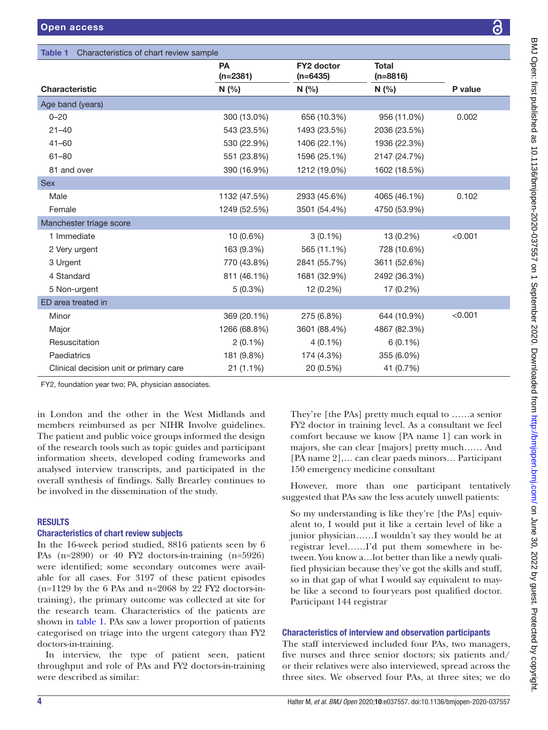Table 1 Characteristics of chart review sample

| Characteristic | PA (n=2381) N (%) | FY2 doctor (n=6435) N (%) | Total (n=8816) N (%) | P value |
|---|---|---|---|---|
| **Age band (years)** | | | | |
| 0–20 | 300 (13.0%) | 656 (10.3%) | 956 (11.0%) | 0.002 |
| 21–40 | 543 (23.5%) | 1493 (23.5%) | 2036 (23.5%) | |
| 41–60 | 530 (22.9%) | 1406 (22.1%) | 1936 (22.3%) | |
| 61–80 | 551 (23.8%) | 1596 (25.1%) | 2147 (24.7%) | |
| 81 and over | 390 (16.9%) | 1212 (19.0%) | 1602 (18.5%) | |
| **Sex** | | | | |
| Male | 1132 (47.5%) | 2933 (45.6%) | 4065 (46.1%) | 0.102 |
| Female | 1249 (52.5%) | 3501 (54.4%) | 4750 (53.9%) | |
| **Manchester triage score** | | | | |
| 1 Immediate | 10 (0.6%) | 3 (0.1%) | 13 (0.2%) | <0.001 |
| 2 Very urgent | 163 (9.3%) | 565 (11.1%) | 728 (10.6%) | |
| 3 Urgent | 770 (43.8%) | 2841 (55.7%) | 3611 (52.6%) | |
| 4 Standard | 811 (46.1%) | 1681 (32.9%) | 2492 (36.3%) | |
| 5 Non-urgent | 5 (0.3%) | 12 (0.2%) | 17 (0.2%) | |
| **ED area treated in** | | | | |
| Minor | 369 (20.1%) | 275 (6.8%) | 644 (10.9%) | <0.001 |
| Major | 1266 (68.8%) | 3601 (88.4%) | 4867 (82.3%) | |
| Resuscitation | 2 (0.1%) | 4 (0.1%) | 6 (0.1%) | |
| Paediatrics | 181 (9.8%) | 174 (4.3%) | 355 (6.0%) | |
| Clinical decision unit or primary care | 21 (1.1%) | 20 (0.5%) | 41 (0.7%) | |

FY2, foundation year two; PA, physician associates.

in London and the other in the West Midlands and members reimbursed as per NIHR Involve guidelines. The patient and public voice groups informed the design of the research tools such as topic guides and participant information sheets, developed coding frameworks and analysed interview transcripts, and participated in the overall synthesis of findings. Sally Brearley continues to be involved in the dissemination of the study.

## RESULTS

### Characteristics of chart review subjects

In the 16-week period studied, 8816 patients seen by 6 PAs (n=2890) or 40 FY2 doctors-in-training (n=5926) were identified; some secondary outcomes were available for all cases. For 3197 of these patient episodes (n=1129 by the 6 PAs and n=2068 by 22 FY2 doctors-in-training), the primary outcome was collected at site for the research team. Characteristics of the patients are shown in table 1. PAs saw a lower proportion of patients categorised on triage into the urgent category than FY2 doctors-in-training.

In interview, the type of patient seen, patient throughput and role of PAs and FY2 doctors-in-training were described as similar:

> They're [the PAs] pretty much equal to ……a senior FY2 doctor in training level. As a consultant we feel comfort because we know [PA name 1] can work in majors, she can clear [majors] pretty much…… And [PA name 2],… can clear paeds minors… Participant 150 emergency medicine consultant

However, more than one participant tentatively suggested that PAs saw the less acutely unwell patients:

> So my understanding is like they're [the PAs] equivalent to, I would put it like a certain level of like a junior physician……I wouldn't say they would be at registrar level……I'd put them somewhere in between. You know a…lot better than like a newly qualified physician because they've got the skills and stuff, so in that gap of what I would say equivalent to maybe like a second to fouryears post qualified doctor. Participant 144 registrar

### Characteristics of interview and observation participants

The staff interviewed included four PAs, two managers, five nurses and three senior doctors; six patients and/or their relatives were also interviewed, spread across the three sites. We observed four PAs, at three sites; we do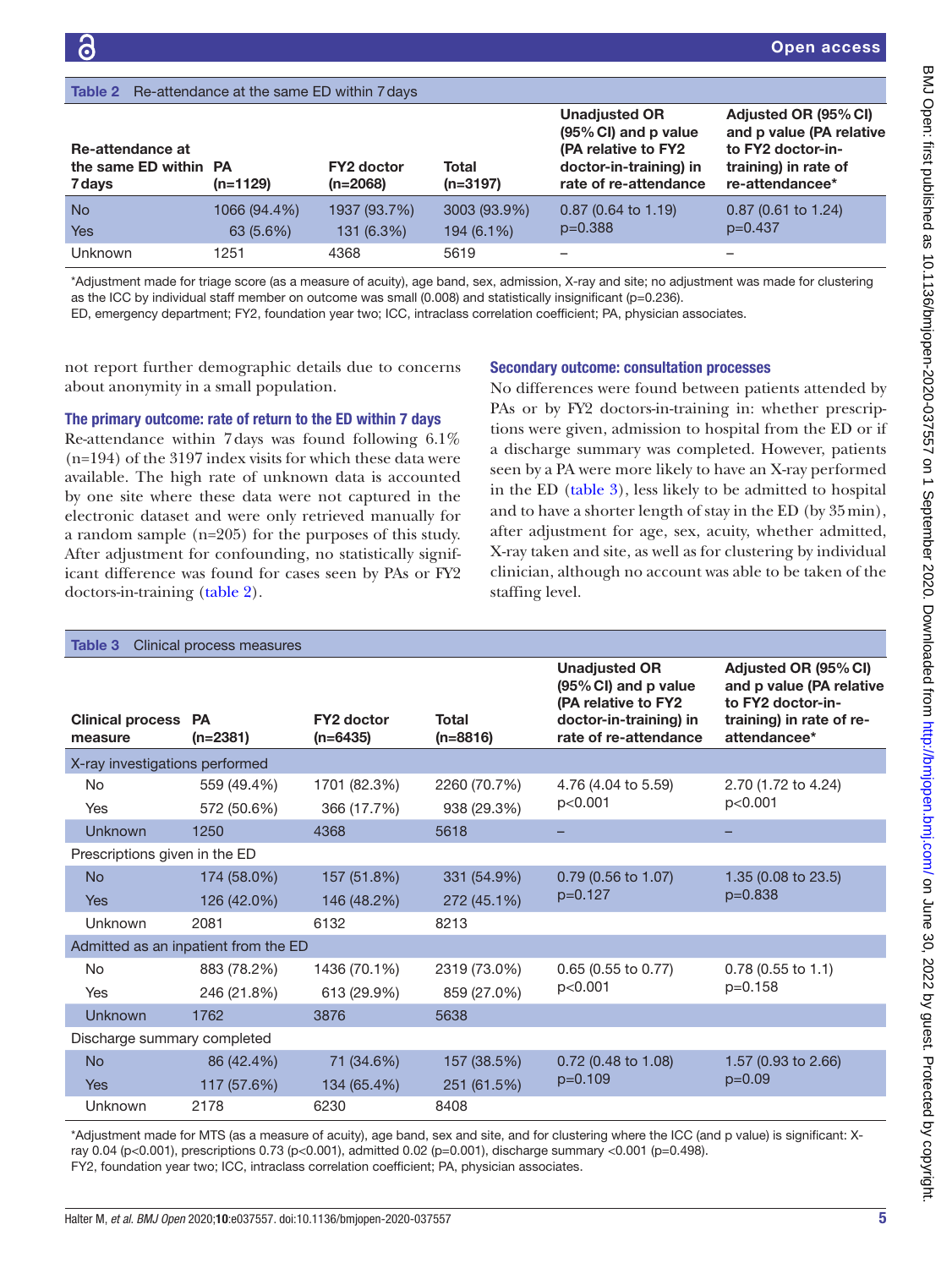Table 2 Re-attendance at the same ED within 7 days

| Re-attendance at the same ED within 7 days | PA (n=1129) | FY2 doctor (n=2068) | Total (n=3197) | Unadjusted OR (95% CI) and p value (PA relative to FY2 doctor-in-training) in rate of re-attendance | Adjusted OR (95% CI) and p value (PA relative to FY2 doctor-in-training) in rate of re-attendancee* |
|---|---|---|---|---|---|
| No | 1066 (94.4%) | 1937 (93.7%) | 3003 (93.9%) | 0.87 (0.64 to 1.19) p=0.388 | 0.87 (0.61 to 1.24) p=0.437 |
| Yes | 63 (5.6%) | 131 (6.3%) | 194 (6.1%) | | |
| Unknown | 1251 | 4368 | 5619 | – | – |

*Adjustment made for triage score (as a measure of acuity), age band, sex, admission, X-ray and site; no adjustment was made for clustering as the ICC by individual staff member on outcome was small (0.008) and statistically insignificant (p=0.236).
ED, emergency department; FY2, foundation year two; ICC, intraclass correlation coefficient; PA, physician associates.

not report further demographic details due to concerns about anonymity in a small population.

### The primary outcome: rate of return to the ED within 7 days

Re-attendance within 7 days was found following 6.1% (n=194) of the 3197 index visits for which these data were available. The high rate of unknown data is accounted by one site where these data were not captured in the electronic dataset and were only retrieved manually for a random sample (n=205) for the purposes of this study. After adjustment for confounding, no statistically significant difference was found for cases seen by PAs or FY2 doctors-in-training (table 2).

### Secondary outcome: consultation processes

No differences were found between patients attended by PAs or by FY2 doctors-in-training in: whether prescriptions were given, admission to hospital from the ED or if a discharge summary was completed. However, patients seen by a PA were more likely to have an X-ray performed in the ED (table 3), less likely to be admitted to hospital and to have a shorter length of stay in the ED (by 35 min), after adjustment for age, sex, acuity, whether admitted, X-ray taken and site, as well as for clustering by individual clinician, although no account was able to be taken of the staffing level.

Table 3 Clinical process measures

| Clinical process measure | PA (n=2381) | FY2 doctor (n=6435) | Total (n=8816) | Unadjusted OR (95% CI) and p value (PA relative to FY2 doctor-in-training) in rate of re-attendance | Adjusted OR (95% CI) and p value (PA relative to FY2 doctor-in-training) in rate of re-attendancee* |
|---|---|---|---|---|---|
| X-ray investigations performed | | | | | |
| No | 559 (49.4%) | 1701 (82.3%) | 2260 (70.7%) | 4.76 (4.04 to 5.59) p<0.001 | 2.70 (1.72 to 4.24) p<0.001 |
| Yes | 572 (50.6%) | 366 (17.7%) | 938 (29.3%) | | |
| Unknown | 1250 | 4368 | 5618 | – | – |
| Prescriptions given in the ED | | | | | |
| No | 174 (58.0%) | 157 (51.8%) | 331 (54.9%) | 0.79 (0.56 to 1.07) p=0.127 | 1.35 (0.08 to 23.5) p=0.838 |
| Yes | 126 (42.0%) | 146 (48.2%) | 272 (45.1%) | | |
| Unknown | 2081 | 6132 | 8213 | | |
| Admitted as an inpatient from the ED | | | | | |
| No | 883 (78.2%) | 1436 (70.1%) | 2319 (73.0%) | 0.65 (0.55 to 0.77) p<0.001 | 0.78 (0.55 to 1.1) p=0.158 |
| Yes | 246 (21.8%) | 613 (29.9%) | 859 (27.0%) | | |
| Unknown | 1762 | 3876 | 5638 | | |
| Discharge summary completed | | | | | |
| No | 86 (42.4%) | 71 (34.6%) | 157 (38.5%) | 0.72 (0.48 to 1.08) p=0.109 | 1.57 (0.93 to 2.66) p=0.09 |
| Yes | 117 (57.6%) | 134 (65.4%) | 251 (61.5%) | | |
| Unknown | 2178 | 6230 | 8408 | | |

*Adjustment made for MTS (as a measure of acuity), age band, sex and site, and for clustering where the ICC (and p value) is significant: X-ray 0.04 (p<0.001), prescriptions 0.73 (p<0.001), admitted 0.02 (p=0.001), discharge summary <0.001 (p=0.498).
FY2, foundation year two; ICC, intraclass correlation coefficient; PA, physician associates.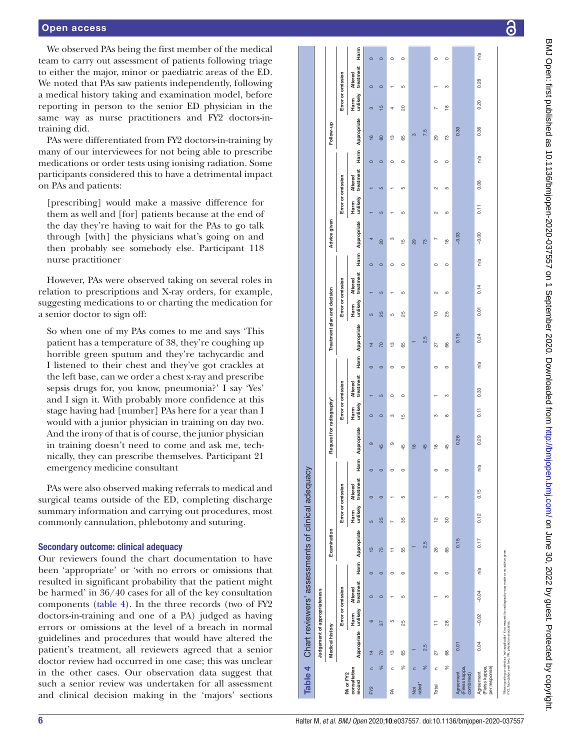We observed PAs being the first member of the medical team to carry out assessment of patients following triage to either the major, minor or paediatric areas of the ED. We noted that PAs saw patients independently, following a medical history taking and examination model, before reporting in person to the senior ED physician in the same way as nurse practitioners and FY2 doctors-in-training did.

PAs were differentiated from FY2 doctors-in-training by many of our interviewees for not being able to prescribe medications or order tests using ionising radiation. Some participants considered this to have a detrimental impact on PAs and patients:

> [prescribing] would make a massive difference for them as well and [for] patients because at the end of the day they're having to wait for the PAs to go talk through [with] the physicians what's going on and then probably see somebody else. Participant 118 nurse practitioner

However, PAs were observed taking on several roles in relation to prescriptions and X-ray orders, for example, suggesting medications to or charting the medication for a senior doctor to sign off:

> So when one of my PAs comes to me and says 'This patient has a temperature of 38, they're coughing up horrible green sputum and they're tachycardic and I listened to their chest and they've got crackles at the left base, can we order a chest x-ray and prescribe sepsis drugs for, you know, pneumonia?' I say 'Yes' and I sign it. With probably more confidence at this stage having had [number] PAs here for a year than I would with a junior physician in training on day two. And the irony of that is of course, the junior physician in training doesn't need to come and ask me, technically, they can prescribe themselves. Participant 21 emergency medicine consultant

PAs were also observed making referrals to medical and surgical teams outside of the ED, completing discharge summary information and carrying out procedures, most commonly cannulation, phlebotomy and suturing.

### Secondary outcome: clinical adequacy

Our reviewers found the chart documentation to have been 'appropriate' or 'with no errors or omissions that resulted in significant probability that the patient might be harmed' in 36/40 cases for all of the key consultation components (table 4). In the three records (two of FY2 doctors-in-training and one of a PA) judged as having errors or omissions at the level of a breach in normal guidelines and procedures that would have altered the patient's treatment, all reviewers agreed that a senior doctor review had occurred in one case; this was unclear in the other cases. Our observation data suggest that such a senior review was undertaken for all assessment and clinical decision making in the 'majors' sections

**Table 4** Chart reviewers' assessments of clinical adequacy

| PA or FY2 consultation record | | Medical history | | | | Examination | | | | Request for radiography* | | | | Treatment plan and decision | | | | Advice given | | | | Follow-up | | | |
|---|---|---|---|---|---|---|---|---|---|---|---|---|---|---|---|---|---|---|---|---|---|---|---|---|---|
| | | Appropriate | Error or omission: Harm unlikely | Error or omission: Altered treatment | Harm | Appropriate | Error or omission: Harm unlikely | Error or omission: Altered treatment | Harm | Appropriate | Error or omission: Harm unlikely | Error or omission: Altered treatment | Harm | Appropriate | Error or omission: Harm unlikely | Error or omission: Altered treatment | Harm | Appropriate | Error or omission: Harm unlikely | Error or omission: Altered treatment | Harm | Appropriate | Error or omission: Harm unlikely | Error or omission: Altered treatment | Harm |
| FY2 | n | 14 | 6 | 0 | 0 | 15 | 5 | 0 | 0 | 9 | 0 | 1 | 0 | 14 | 5 | 1 | 0 | 4 | 1 | 1 | 0 | 16 | 3 | 0 | 0 |
| | % | 70 | 30 | 0 | 0 | 75 | 25 | 0 | 0 | 45 | 0 | 5 | 0 | 70 | 25 | 5 | 0 | 20 | 5 | 5 | 0 | 80 | 15 | 0 | 0 |
| PA | n | 13 | 5 | 1 | 0 | 11 | 7 | 1 | 0 | 9 | 3 | 0 | 0 | 13 | 5 | 1 | 0 | 3 | 1 | 1 | 0 | 13 | 4 | 1 | 0 |
| | % | 65 | 25 | 5 | 0 | 55 | 35 | 5 | 0 | 45 | 15 | 0 | 0 | 65 | 25 | 5 | 0 | 15 | 5 | 5 | 0 | 65 | 20 | 5 | 0 |
| Not rated* | n | 1 | | | | 1 | | | | 18 | | | | 1 | | | | 29 | | | | 3 | | | |
| | % | 2.5 | | | | 2.5 | | | | 45 | | | | 2.5 | | | | 73 | | | | 7.5 | | | |
| Total | n | 27 | 11 | 1 | 0 | 26 | 12 | 1 | 0 | 18 | 3 | 1 | 0 | 27 | 10 | 2 | 0 | 7 | 2 | 2 | 0 | 29 | 7 | 1 | 0 |
| | % | 68 | 28 | 3 | 0 | 65 | 30 | 3 | 0 | 45 | 8 | 3 | 0 | 66 | 25 | 5 | 0 | 18 | 5 | 5 | 0 | 73 | 18 | 3 | 0 |
| Agreement (Fleiss kappa, combined) | | 0.01 | | | | 0.15 | | | | 0.26 | | | | 0.15 | | | | −0.03 | | | | 0.30 | | | |
| Agreement (Fleiss kappa, per response) | | 0.04 | −0.02 | −0.04 | n/a | 0.17 | 0.12 | 0.15 | n/a | 0.29 | 0.11 | 0.33 | n/a | 0.24 | 0.01 | 0.14 | n/a | −0.00 | 0.11 | 0.08 | n/a | 0.36 | 0.20 | 0.28 | n/a |

*Missing coding or noted as 'not applicable' if no request for radiography was made or no advice given.
FY2, foundation year two; PA, physician associates.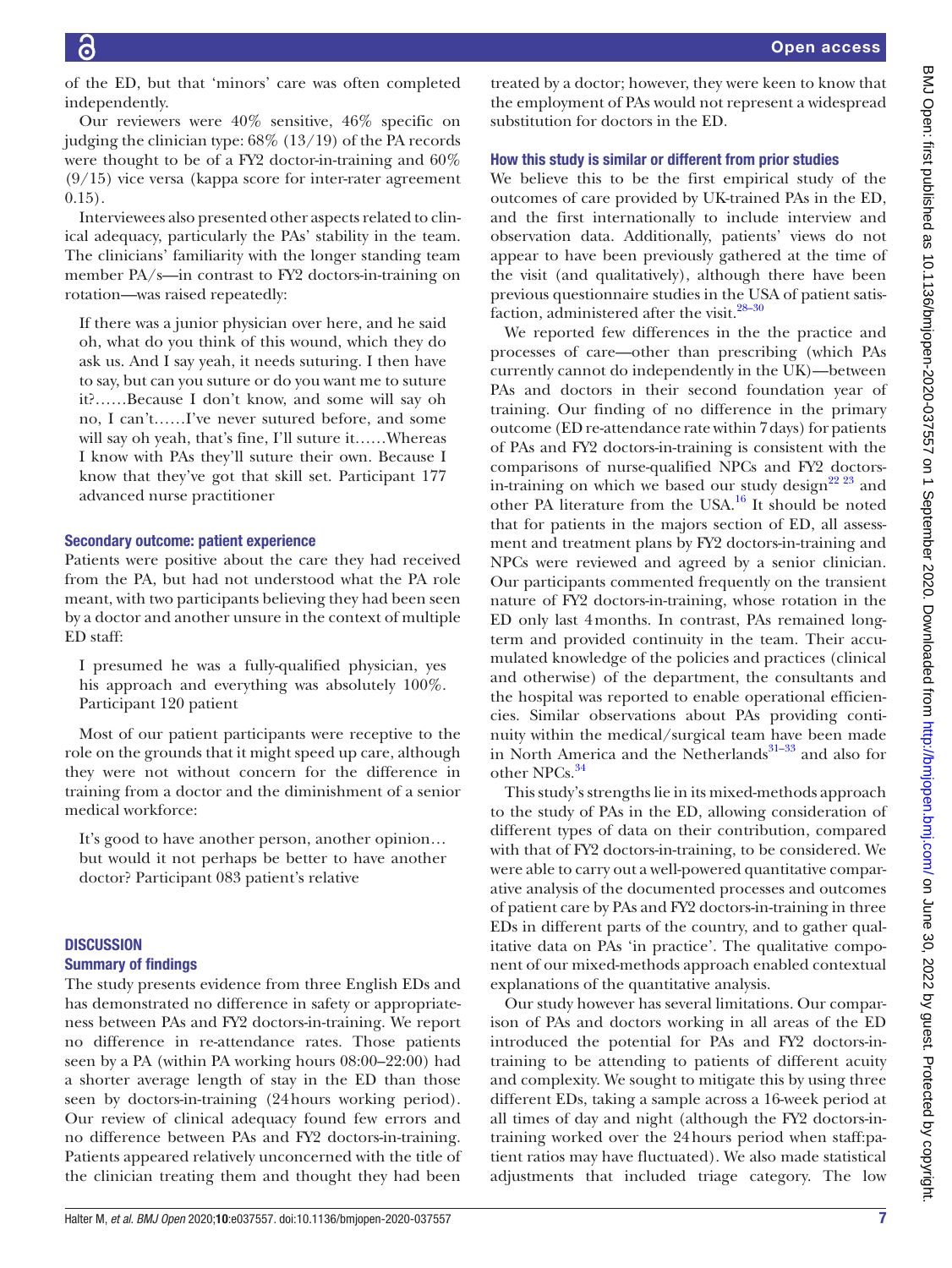of the ED, but that 'minors' care was often completed independently.

Our reviewers were 40% sensitive, 46% specific on judging the clinician type: 68% (13/19) of the PA records were thought to be of a FY2 doctor-in-training and 60% (9/15) vice versa (kappa score for inter-rater agreement 0.15).

Interviewees also presented other aspects related to clinical adequacy, particularly the PAs' stability in the team. The clinicians' familiarity with the longer standing team member PA/s—in contrast to FY2 doctors-in-training on rotation—was raised repeatedly:

> If there was a junior physician over here, and he said oh, what do you think of this wound, which they do ask us. And I say yeah, it needs suturing. I then have to say, but can you suture or do you want me to suture it?……Because I don't know, and some will say oh no, I can't……I've never sutured before, and some will say oh yeah, that's fine, I'll suture it……Whereas I know with PAs they'll suture their own. Because I know that they've got that skill set. Participant 177 advanced nurse practitioner

### Secondary outcome: patient experience

Patients were positive about the care they had received from the PA, but had not understood what the PA role meant, with two participants believing they had been seen by a doctor and another unsure in the context of multiple ED staff:

> I presumed he was a fully-qualified physician, yes his approach and everything was absolutely 100%. Participant 120 patient

Most of our patient participants were receptive to the role on the grounds that it might speed up care, although they were not without concern for the difference in training from a doctor and the diminishment of a senior medical workforce:

> It's good to have another person, another opinion… but would it not perhaps be better to have another doctor? Participant 083 patient's relative

## DISCUSSION

### Summary of findings

The study presents evidence from three English EDs and has demonstrated no difference in safety or appropriateness between PAs and FY2 doctors-in-training. We report no difference in re-attendance rates. Those patients seen by a PA (within PA working hours 08:00–22:00) had a shorter average length of stay in the ED than those seen by doctors-in-training (24 hours working period). Our review of clinical adequacy found few errors and no difference between PAs and FY2 doctors-in-training. Patients appeared relatively unconcerned with the title of the clinician treating them and thought they had been treated by a doctor; however, they were keen to know that the employment of PAs would not represent a widespread substitution for doctors in the ED.

### How this study is similar or different from prior studies

We believe this to be the first empirical study of the outcomes of care provided by UK-trained PAs in the ED, and the first internationally to include interview and observation data. Additionally, patients' views do not appear to have been previously gathered at the time of the visit (and qualitatively), although there have been previous questionnaire studies in the USA of patient satisfaction, administered after the visit.[28–30]

We reported few differences in the the practice and processes of care—other than prescribing (which PAs currently cannot do independently in the UK)—between PAs and doctors in their second foundation year of training. Our finding of no difference in the primary outcome (ED re-attendance rate within 7 days) for patients of PAs and FY2 doctors-in-training is consistent with the comparisons of nurse-qualified NPCs and FY2 doctors-in-training on which we based our study design[22 23] and other PA literature from the USA.[16] It should be noted that for patients in the majors section of ED, all assessment and treatment plans by FY2 doctors-in-training and NPCs were reviewed and agreed by a senior clinician. Our participants commented frequently on the transient nature of FY2 doctors-in-training, whose rotation in the ED only last 4 months. In contrast, PAs remained long-term and provided continuity in the team. Their accumulated knowledge of the policies and practices (clinical and otherwise) of the department, the consultants and the hospital was reported to enable operational efficiencies. Similar observations about PAs providing continuity within the medical/surgical team have been made in North America and the Netherlands[31–33] and also for other NPCs.[34]

This study's strengths lie in its mixed-methods approach to the study of PAs in the ED, allowing consideration of different types of data on their contribution, compared with that of FY2 doctors-in-training, to be considered. We were able to carry out a well-powered quantitative comparative analysis of the documented processes and outcomes of patient care by PAs and FY2 doctors-in-training in three EDs in different parts of the country, and to gather qualitative data on PAs 'in practice'. The qualitative component of our mixed-methods approach enabled contextual explanations of the quantitative analysis.

Our study however has several limitations. Our comparison of PAs and doctors working in all areas of the ED introduced the potential for PAs and FY2 doctors-in-training to be attending to patients of different acuity and complexity. We sought to mitigate this by using three different EDs, taking a sample across a 16-week period at all times of day and night (although the FY2 doctors-in-training worked over the 24 hours period when staff:patient ratios may have fluctuated). We also made statistical adjustments that included triage category. The low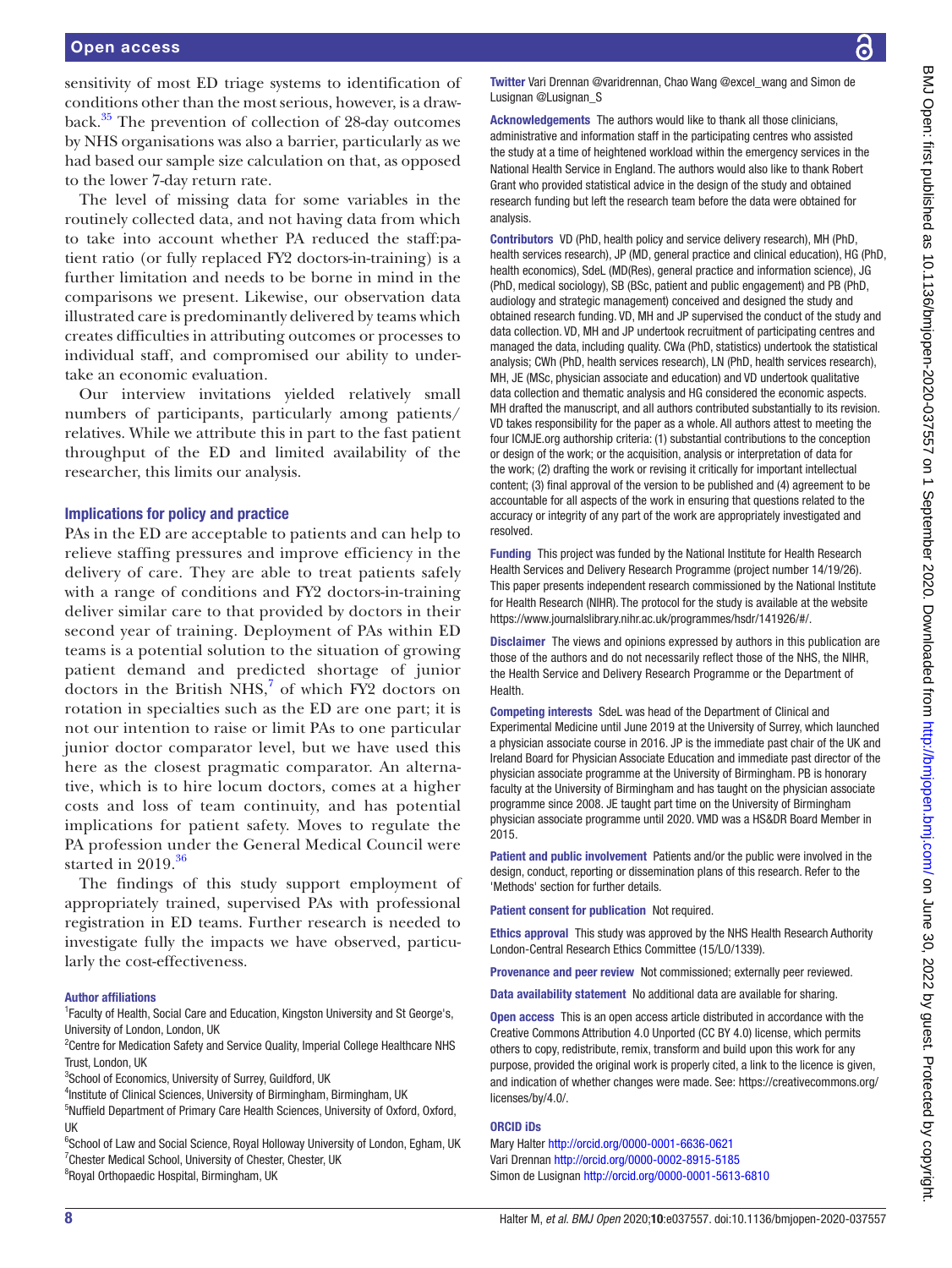sensitivity of most ED triage systems to identification of conditions other than the most serious, however, is a drawback.[35] The prevention of collection of 28-day outcomes by NHS organisations was also a barrier, particularly as we had based our sample size calculation on that, as opposed to the lower 7-day return rate.

The level of missing data for some variables in the routinely collected data, and not having data from which to take into account whether PA reduced the staff:patient ratio (or fully replaced FY2 doctors-in-training) is a further limitation and needs to be borne in mind in the comparisons we present. Likewise, our observation data illustrated care is predominantly delivered by teams which creates difficulties in attributing outcomes or processes to individual staff, and compromised our ability to undertake an economic evaluation.

Our interview invitations yielded relatively small numbers of participants, particularly among patients/relatives. While we attribute this in part to the fast patient throughput of the ED and limited availability of the researcher, this limits our analysis.

### Implications for policy and practice

PAs in the ED are acceptable to patients and can help to relieve staffing pressures and improve efficiency in the delivery of care. They are able to treat patients safely with a range of conditions and FY2 doctors-in-training deliver similar care to that provided by doctors in their second year of training. Deployment of PAs within ED teams is a potential solution to the situation of growing patient demand and predicted shortage of junior doctors in the British NHS,[7] of which FY2 doctors on rotation in specialties such as the ED are one part; it is not our intention to raise or limit PAs to one particular junior doctor comparator level, but we have used this here as the closest pragmatic comparator. An alternative, which is to hire locum doctors, comes at a higher costs and loss of team continuity, and has potential implications for patient safety. Moves to regulate the PA profession under the General Medical Council were started in 2019.[36]

The findings of this study support employment of appropriately trained, supervised PAs with professional registration in ED teams. Further research is needed to investigate fully the impacts we have observed, particularly the cost-effectiveness.

#### Author affiliations

[1]Faculty of Health, Social Care and Education, Kingston University and St George's, University of London, London, UK
[2]Centre for Medication Safety and Service Quality, Imperial College Healthcare NHS Trust, London, UK
[3]School of Economics, University of Surrey, Guildford, UK
[4]Institute of Clinical Sciences, University of Birmingham, Birmingham, UK
[5]Nuffield Department of Primary Care Health Sciences, University of Oxford, Oxford, UK
[6]School of Law and Social Science, Royal Holloway University of London, Egham, UK
[7]Chester Medical School, University of Chester, Chester, UK
[8]Royal Orthopaedic Hospital, Birmingham, UK

**Twitter** Vari Drennan @varidrennan, Chao Wang @excel_wang and Simon de Lusignan @Lusignan_S

**Acknowledgements** The authors would like to thank all those clinicians, administrative and information staff in the participating centres who assisted the study at a time of heightened workload within the emergency services in the National Health Service in England. The authors would also like to thank Robert Grant who provided statistical advice in the design of the study and obtained research funding but left the research team before the data were obtained for analysis.

**Contributors** VD (PhD, health policy and service delivery research), MH (PhD, health services research), JP (MD, general practice and clinical education), HG (PhD, health economics), SdeL (MD(Res), general practice and information science), JG (PhD, medical sociology), SB (BSc, patient and public engagement) and PB (PhD, audiology and strategic management) conceived and designed the study and obtained research funding. VD, MH and JP supervised the conduct of the study and data collection. VD, MH and JP undertook recruitment of participating centres and managed the data, including quality. CWa (PhD, statistics) undertook the statistical analysis; CWh (PhD, health services research), LN (PhD, health services research), MH, JE (MSc, physician associate and education) and VD undertook qualitative data collection and thematic analysis and HG considered the economic aspects. MH drafted the manuscript, and all authors contributed substantially to its revision. VD takes responsibility for the paper as a whole. All authors attest to meeting the four ICMJE.org authorship criteria: (1) substantial contributions to the conception or design of the work; or the acquisition, analysis or interpretation of data for the work; (2) drafting the work or revising it critically for important intellectual content; (3) final approval of the version to be published and (4) agreement to be accountable for all aspects of the work in ensuring that questions related to the accuracy or integrity of any part of the work are appropriately investigated and resolved.

**Funding** This project was funded by the National Institute for Health Research Health Services and Delivery Research Programme (project number 14/19/26). This paper presents independent research commissioned by the National Institute for Health Research (NIHR). The protocol for the study is available at the website https://www.journalslibrary.nihr.ac.uk/programmes/hsdr/141926/#/.

**Disclaimer** The views and opinions expressed by authors in this publication are those of the authors and do not necessarily reflect those of the NHS, the NIHR, the Health Service and Delivery Research Programme or the Department of Health.

**Competing interests** SdeL was head of the Department of Clinical and Experimental Medicine until June 2019 at the University of Surrey, which launched a physician associate course in 2016. JP is the immediate past chair of the UK and Ireland Board for Physician Associate Education and immediate past director of the physician associate programme at the University of Birmingham. PB is honorary faculty at the University of Birmingham and has taught on the physician associate programme since 2008. JE taught part time on the University of Birmingham physician associate programme until 2020. VMD was a HS&DR Board Member in 2015.

**Patient and public involvement** Patients and/or the public were involved in the design, conduct, reporting or dissemination plans of this research. Refer to the 'Methods' section for further details.

**Patient consent for publication** Not required.

**Ethics approval** This study was approved by the NHS Health Research Authority London-Central Research Ethics Committee (15/LO/1339).

**Provenance and peer review** Not commissioned; externally peer reviewed.

**Data availability statement** No additional data are available for sharing.

**Open access** This is an open access article distributed in accordance with the Creative Commons Attribution 4.0 Unported (CC BY 4.0) license, which permits others to copy, redistribute, remix, transform and build upon this work for any purpose, provided the original work is properly cited, a link to the licence is given, and indication of whether changes were made. See: https://creativecommons.org/licenses/by/4.0/.

#### ORCID iDs

Mary Halter http://orcid.org/0000-0001-6636-0621
Vari Drennan http://orcid.org/0000-0002-8915-5185
Simon de Lusignan http://orcid.org/0000-0001-5613-6810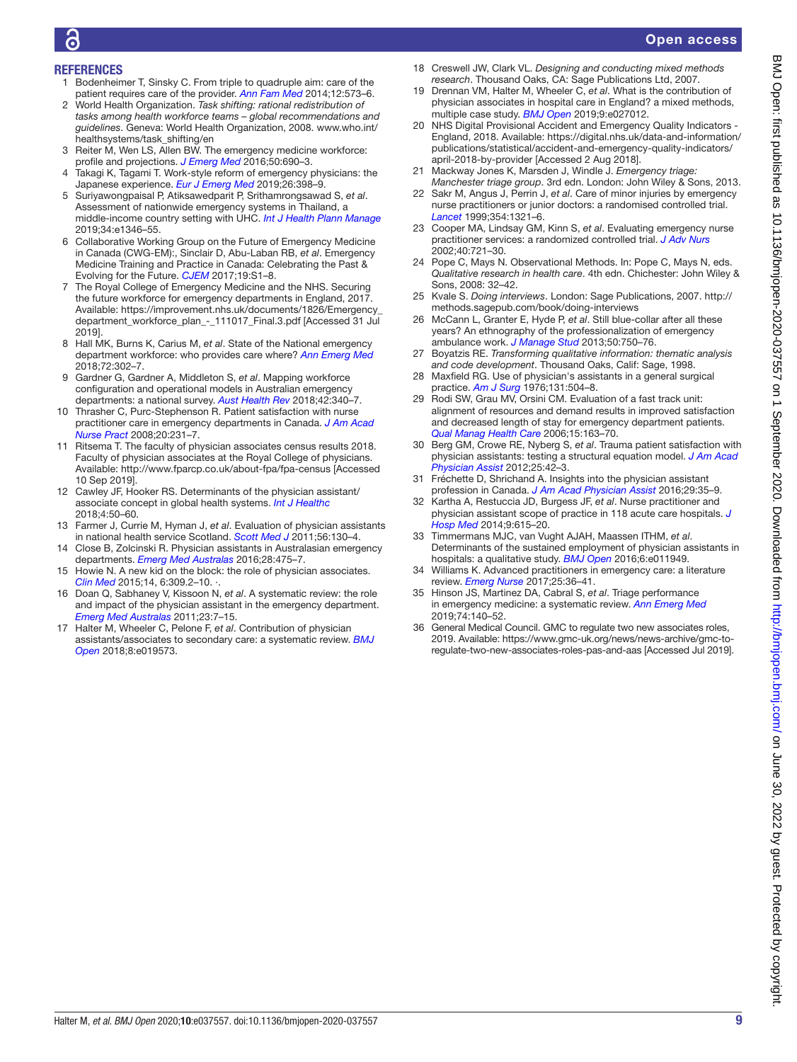## REFERENCES

1. Bodenheimer T, Sinsky C. From triple to quadruple aim: care of the patient requires care of the provider. *Ann Fam Med* 2014;12:573–6.
2. World Health Organization. *Task shifting: rational redistribution of tasks among health workforce teams – global recommendations and guidelines*. Geneva: World Health Organization, 2008. www.who.int/healthsystems/task_shifting/en
3. Reiter M, Wen LS, Allen BW. The emergency medicine workforce: profile and projections. *J Emerg Med* 2016;50:690–3.
4. Takagi K, Tagami T. Work-style reform of emergency physicians: the Japanese experience. *Eur J Emerg Med* 2019;26:398–9.
5. Suriyawongpaisal P, Atiksawedparit P, Srithamrongsawad S, *et al*. Assessment of nationwide emergency systems in Thailand, a middle-income country setting with UHC. *Int J Health Plann Manage* 2019;34:e1346–55.
6. Collaborative Working Group on the Future of Emergency Medicine in Canada (CWG-EM):, Sinclair D, Abu-Laban RB, *et al*. Emergency Medicine Training and Practice in Canada: Celebrating the Past & Evolving for the Future. *CJEM* 2017;19:S1–8.
7. The Royal College of Emergency Medicine and the NHS. Securing the future workforce for emergency departments in England, 2017. Available: https://improvement.nhs.uk/documents/1826/Emergency_department_workforce_plan_-_111017_Final.3.pdf [Accessed 31 Jul 2019].
8. Hall MK, Burns K, Carius M, *et al*. State of the National emergency department workforce: who provides care where? *Ann Emerg Med* 2018;72:302–7.
9. Gardner G, Gardner A, Middleton S, *et al*. Mapping workforce configuration and operational models in Australian emergency departments: a national survey. *Aust Health Rev* 2018;42:340–7.
10. Thrasher C, Purc-Stephenson R. Patient satisfaction with nurse practitioner care in emergency departments in Canada. *J Am Acad Nurse Pract* 2008;20:231–7.
11. Ritsema T. The faculty of physician associates census results 2018. Faculty of physician associates at the Royal College of physicians. Available: http://www.fparcp.co.uk/about-fpa/fpa-census [Accessed 10 Sep 2019].
12. Cawley JF, Hooker RS. Determinants of the physician assistant/associate concept in global health systems. *Int J Healthc* 2018;4:50–60.
13. Farmer J, Currie M, Hyman J, *et al*. Evaluation of physician assistants in national health service Scotland. *Scott Med J* 2011;56:130–4.
14. Close B, Zolcinski R. Physician assistants in Australasian emergency departments. *Emerg Med Australas* 2016;28:475–7.
15. Howie N. A new kid on the block: the role of physician associates. *Clin Med* 2015;14, 6:309.2–10. ·.
16. Doan Q, Sabhaney V, Kissoon N, *et al*. A systematic review: the role and impact of the physician assistant in the emergency department. *Emerg Med Australas* 2011;23:7–15.
17. Halter M, Wheeler C, Pelone F, *et al*. Contribution of physician assistants/associates to secondary care: a systematic review. *BMJ Open* 2018;8:e019573.
18. Creswell JW, Clark VL. *Designing and conducting mixed methods research*. Thousand Oaks, CA: Sage Publications Ltd, 2007.
19. Drennan VM, Halter M, Wheeler C, *et al*. What is the contribution of physician associates in hospital care in England? a mixed methods, multiple case study. *BMJ Open* 2019;9:e027012.
20. NHS Digital Provisional Accident and Emergency Quality Indicators - England, 2018. Available: https://digital.nhs.uk/data-and-information/publications/statistical/accident-and-emergency-quality-indicators/april-2018-by-provider [Accessed 2 Aug 2018].
21. Mackway Jones K, Marsden J, Windle J. *Emergency triage: Manchester triage group*. 3rd edn. London: John Wiley & Sons, 2013.
22. Sakr M, Angus J, Perrin J, *et al*. Care of minor injuries by emergency nurse practitioners or junior doctors: a randomised controlled trial. *Lancet* 1999;354:1321–6.
23. Cooper MA, Lindsay GM, Kinn S, *et al*. Evaluating emergency nurse practitioner services: a randomized controlled trial. *J Adv Nurs* 2002;40:721–30.
24. Pope C, Mays N. Observational Methods. In: Pope C, Mays N, eds. *Qualitative research in health care*. 4th edn. Chichester: John Wiley & Sons, 2008: 32–42.
25. Kvale S. *Doing interviews*. London: Sage Publications, 2007. http://methods.sagepub.com/book/doing-interviews
26. McCann L, Granter E, Hyde P, *et al*. Still blue-collar after all these years? An ethnography of the professionalization of emergency ambulance work. *J Manage Stud* 2013;50:750–76.
27. Boyatzis RE. *Transforming qualitative information: thematic analysis and code development*. Thousand Oaks, Calif: Sage, 1998.
28. Maxfield RG. Use of physician's assistants in a general surgical practice. *Am J Surg* 1976;131:504–8.
29. Rodi SW, Grau MV, Orsini CM. Evaluation of a fast track unit: alignment of resources and demand results in improved satisfaction and decreased length of stay for emergency department patients. *Qual Manag Health Care* 2006;15:163–70.
30. Berg GM, Crowe RE, Nyberg S, *et al*. Trauma patient satisfaction with physician assistants: testing a structural equation model. *J Am Acad Physician Assist* 2012;25:42–3.
31. Fréchette D, Shrichand A. Insights into the physician assistant profession in Canada. *J Am Acad Physician Assist* 2016;29:35–9.
32. Kartha A, Restuccia JD, Burgess JF, *et al*. Nurse practitioner and physician assistant scope of practice in 118 acute care hospitals. *J Hosp Med* 2014;9:615–20.
33. Timmermans MJC, van Vught AJAH, Maassen ITHM, *et al*. Determinants of the sustained employment of physician assistants in hospitals: a qualitative study. *BMJ Open* 2016;6:e011949.
34. Williams K. Advanced practitioners in emergency care: a literature review. *Emerg Nurse* 2017;25:36–41.
35. Hinson JS, Martinez DA, Cabral S, *et al*. Triage performance in emergency medicine: a systematic review. *Ann Emerg Med* 2019;74:140–52.
36. General Medical Council. GMC to regulate two new associates roles, 2019. Available: https://www.gmc-uk.org/news/news-archive/gmc-to-regulate-two-new-associates-roles-pas-and-aas [Accessed Jul 2019].